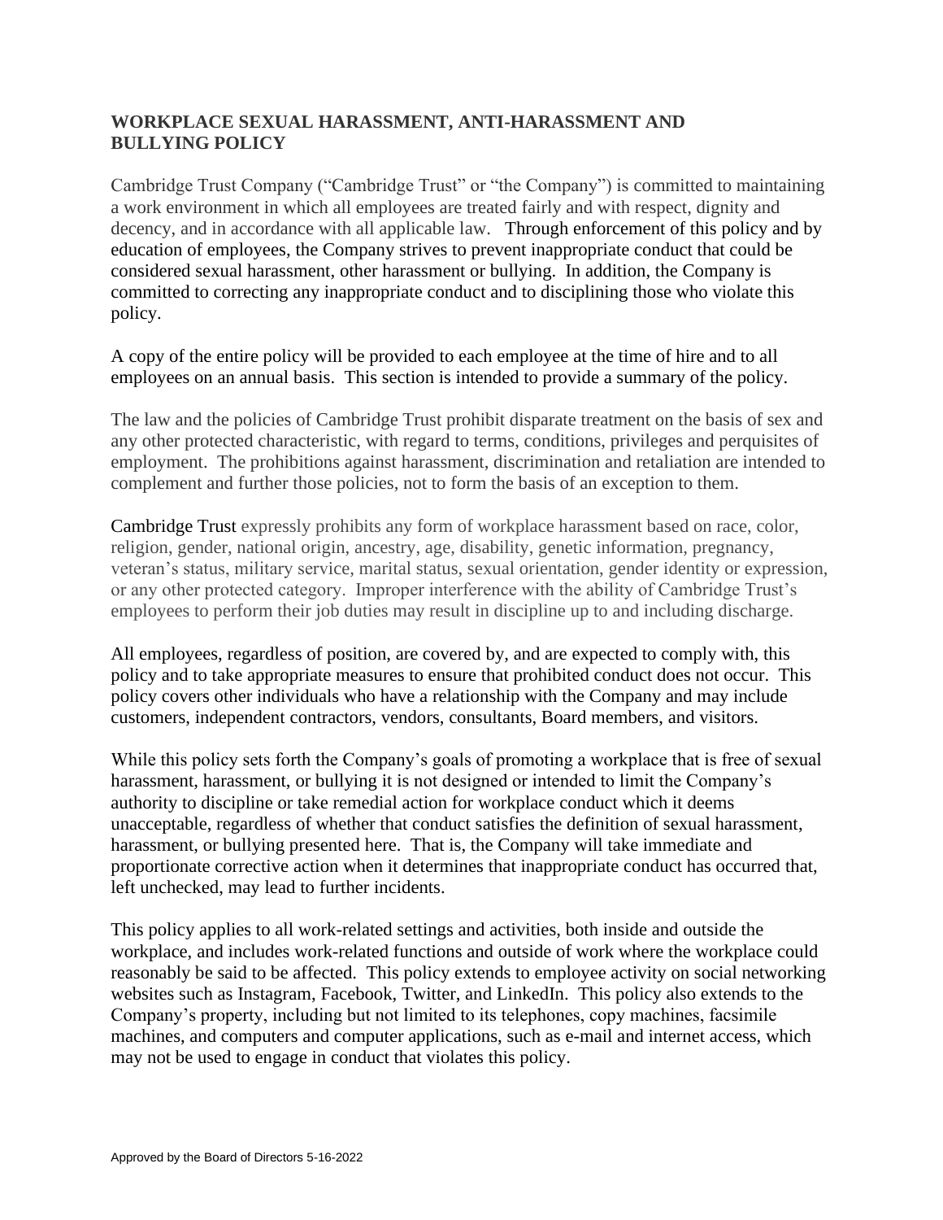## WORKPLACE SEXUAL HARASSMENT, ANTI-HARASSMENT AND BULLYING POLICY

Cambridge Trust Company ("Cambridge Trust" or "the Company") is committed to maintaining a work environment in which all employees are treated fairly and with respect, dignity and decency, and in accordance with all applicable law. Through enforcement of this policy and by education of employees, the Company strives to prevent inappropriate conduct that could be considered sexual harassment, other harassment or bullying. In addition, the Company is committed to correcting any inappropriate conduct and to disciplining those who violate this policy.

A copy of the entire policy will be provided to each employee at the time of hire and to all employees on an annual basis. This section is intended to provide a summary of the policy.

The law and the policies of Cambridge Trust prohibit disparate treatment on the basis of sex and any other protected characteristic, with regard to terms, conditions, privileges and perquisites of employment. The prohibitions against harassment, discrimination and retaliation are intended to complement and further those policies, not to form the basis of an exception to them.

Cambridge Trust expressly prohibits any form of workplace harassment based on race, color, religion, gender, national origin, ancestry, age, disability, genetic information, pregnancy, veteran's status, military service, marital status, sexual orientation, gender identity or expression, or any other protected category. Improper interference with the ability of Cambridge Trust's employees to perform their job duties may result in discipline up to and including discharge.

All employees, regardless of position, are covered by, and are expected to comply with, this policy and to take appropriate measures to ensure that prohibited conduct does not occur. This policy covers other individuals who have a relationship with the Company and may include customers, independent contractors, vendors, consultants, Board members, and visitors.

While this policy sets forth the Company's goals of promoting a workplace that is free of sexual harassment, harassment, or bullying it is not designed or intended to limit the Company's authority to discipline or take remedial action for workplace conduct which it deems unacceptable, regardless of whether that conduct satisfies the definition of sexual harassment, harassment, or bullying presented here. That is, the Company will take immediate and proportionate corrective action when it determines that inappropriate conduct has occurred that, left unchecked, may lead to further incidents.

This policy applies to all work-related settings and activities, both inside and outside the workplace, and includes work-related functions and outside of work where the workplace could reasonably be said to be affected. This policy extends to employee activity on social networking websites such as Instagram, Facebook, Twitter, and LinkedIn. This policy also extends to the Company's property, including but not limited to its telephones, copy machines, facsimile machines, and computers and computer applications, such as e-mail and internet access, which may not be used to engage in conduct that violates this policy.

Approved by the Board of Directors 5-16-2022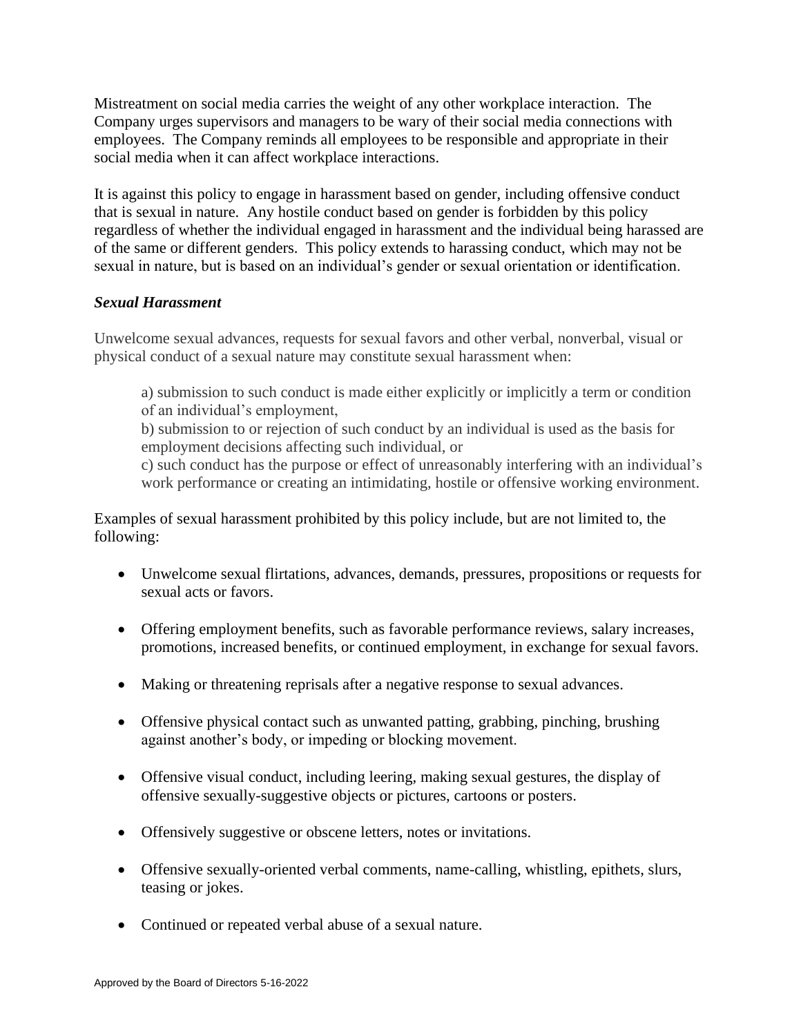Mistreatment on social media carries the weight of any other workplace interaction. The Company urges supervisors and managers to be wary of their social media connections with employees. The Company reminds all employees to be responsible and appropriate in their social media when it can affect workplace interactions.

It is against this policy to engage in harassment based on gender, including offensive conduct that is sexual in nature. Any hostile conduct based on gender is forbidden by this policy regardless of whether the individual engaged in harassment and the individual being harassed are of the same or different genders. This policy extends to harassing conduct, which may not be sexual in nature, but is based on an individual's gender or sexual orientation or identification.

***Sexual Harassment***

Unwelcome sexual advances, requests for sexual favors and other verbal, nonverbal, visual or physical conduct of a sexual nature may constitute sexual harassment when:

> a) submission to such conduct is made either explicitly or implicitly a term or condition of an individual's employment,
> b) submission to or rejection of such conduct by an individual is used as the basis for employment decisions affecting such individual, or
> c) such conduct has the purpose or effect of unreasonably interfering with an individual's work performance or creating an intimidating, hostile or offensive working environment.

Examples of sexual harassment prohibited by this policy include, but are not limited to, the following:

- Unwelcome sexual flirtations, advances, demands, pressures, propositions or requests for sexual acts or favors.
- Offering employment benefits, such as favorable performance reviews, salary increases, promotions, increased benefits, or continued employment, in exchange for sexual favors.
- Making or threatening reprisals after a negative response to sexual advances.
- Offensive physical contact such as unwanted patting, grabbing, pinching, brushing against another's body, or impeding or blocking movement.
- Offensive visual conduct, including leering, making sexual gestures, the display of offensive sexually-suggestive objects or pictures, cartoons or posters.
- Offensively suggestive or obscene letters, notes or invitations.
- Offensive sexually-oriented verbal comments, name-calling, whistling, epithets, slurs, teasing or jokes.
- Continued or repeated verbal abuse of a sexual nature.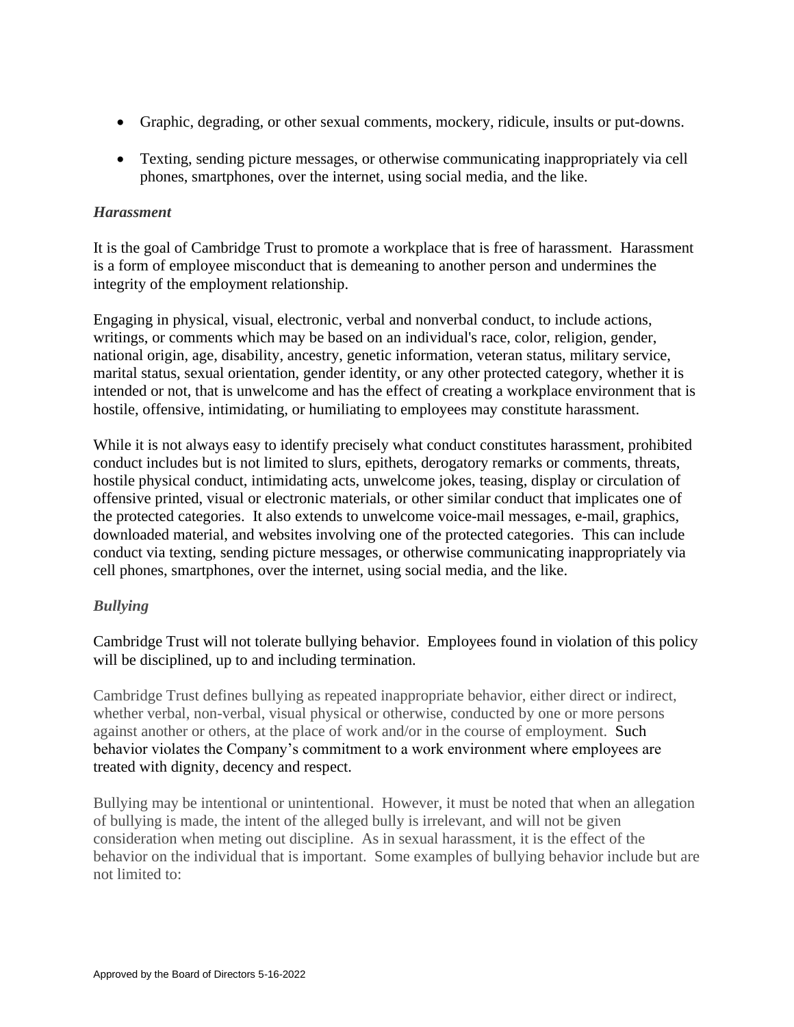- Graphic, degrading, or other sexual comments, mockery, ridicule, insults or put-downs.

- Texting, sending picture messages, or otherwise communicating inappropriately via cell phones, smartphones, over the internet, using social media, and the like.

### *Harassment*

It is the goal of Cambridge Trust to promote a workplace that is free of harassment. Harassment is a form of employee misconduct that is demeaning to another person and undermines the integrity of the employment relationship.

Engaging in physical, visual, electronic, verbal and nonverbal conduct, to include actions, writings, or comments which may be based on an individual's race, color, religion, gender, national origin, age, disability, ancestry, genetic information, veteran status, military service, marital status, sexual orientation, gender identity, or any other protected category, whether it is intended or not, that is unwelcome and has the effect of creating a workplace environment that is hostile, offensive, intimidating, or humiliating to employees may constitute harassment.

While it is not always easy to identify precisely what conduct constitutes harassment, prohibited conduct includes but is not limited to slurs, epithets, derogatory remarks or comments, threats, hostile physical conduct, intimidating acts, unwelcome jokes, teasing, display or circulation of offensive printed, visual or electronic materials, or other similar conduct that implicates one of the protected categories. It also extends to unwelcome voice-mail messages, e-mail, graphics, downloaded material, and websites involving one of the protected categories. This can include conduct via texting, sending picture messages, or otherwise communicating inappropriately via cell phones, smartphones, over the internet, using social media, and the like.

### *Bullying*

Cambridge Trust will not tolerate bullying behavior. Employees found in violation of this policy will be disciplined, up to and including termination.

Cambridge Trust defines bullying as repeated inappropriate behavior, either direct or indirect, whether verbal, non-verbal, visual physical or otherwise, conducted by one or more persons against another or others, at the place of work and/or in the course of employment. Such behavior violates the Company's commitment to a work environment where employees are treated with dignity, decency and respect.

Bullying may be intentional or unintentional. However, it must be noted that when an allegation of bullying is made, the intent of the alleged bully is irrelevant, and will not be given consideration when meting out discipline. As in sexual harassment, it is the effect of the behavior on the individual that is important. Some examples of bullying behavior include but are not limited to: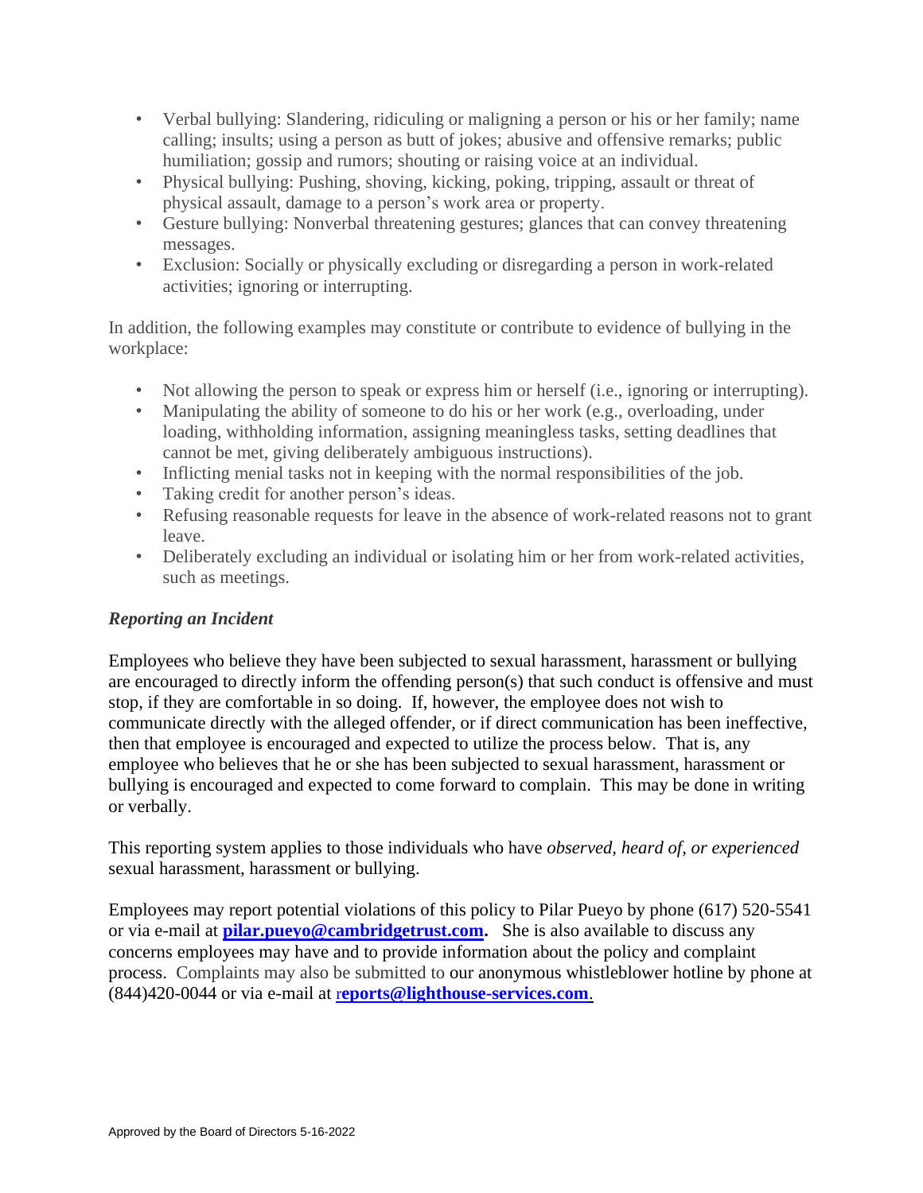- Verbal bullying: Slandering, ridiculing or maligning a person or his or her family; name calling; insults; using a person as butt of jokes; abusive and offensive remarks; public humiliation; gossip and rumors; shouting or raising voice at an individual.
- Physical bullying: Pushing, shoving, kicking, poking, tripping, assault or threat of physical assault, damage to a person's work area or property.
- Gesture bullying: Nonverbal threatening gestures; glances that can convey threatening messages.
- Exclusion: Socially or physically excluding or disregarding a person in work-related activities; ignoring or interrupting.

In addition, the following examples may constitute or contribute to evidence of bullying in the workplace:

- Not allowing the person to speak or express him or herself (i.e., ignoring or interrupting).
- Manipulating the ability of someone to do his or her work (e.g., overloading, under loading, withholding information, assigning meaningless tasks, setting deadlines that cannot be met, giving deliberately ambiguous instructions).
- Inflicting menial tasks not in keeping with the normal responsibilities of the job.
- Taking credit for another person's ideas.
- Refusing reasonable requests for leave in the absence of work-related reasons not to grant leave.
- Deliberately excluding an individual or isolating him or her from work-related activities, such as meetings.

***Reporting an Incident***

Employees who believe they have been subjected to sexual harassment, harassment or bullying are encouraged to directly inform the offending person(s) that such conduct is offensive and must stop, if they are comfortable in so doing. If, however, the employee does not wish to communicate directly with the alleged offender, or if direct communication has been ineffective, then that employee is encouraged and expected to utilize the process below. That is, any employee who believes that he or she has been subjected to sexual harassment, harassment or bullying is encouraged and expected to come forward to complain. This may be done in writing or verbally.

This reporting system applies to those individuals who have *observed, heard of, or experienced* sexual harassment, harassment or bullying.

Employees may report potential violations of this policy to Pilar Pueyo by phone (617) 520-5541 or via e-mail at **pilar.pueyo@cambridgetrust.com.** She is also available to discuss any concerns employees may have and to provide information about the policy and complaint process. Complaints may also be submitted to our anonymous whistleblower hotline by phone at (844)420-0044 or via e-mail at **reports@lighthouse-services.com**.

Approved by the Board of Directors 5-16-2022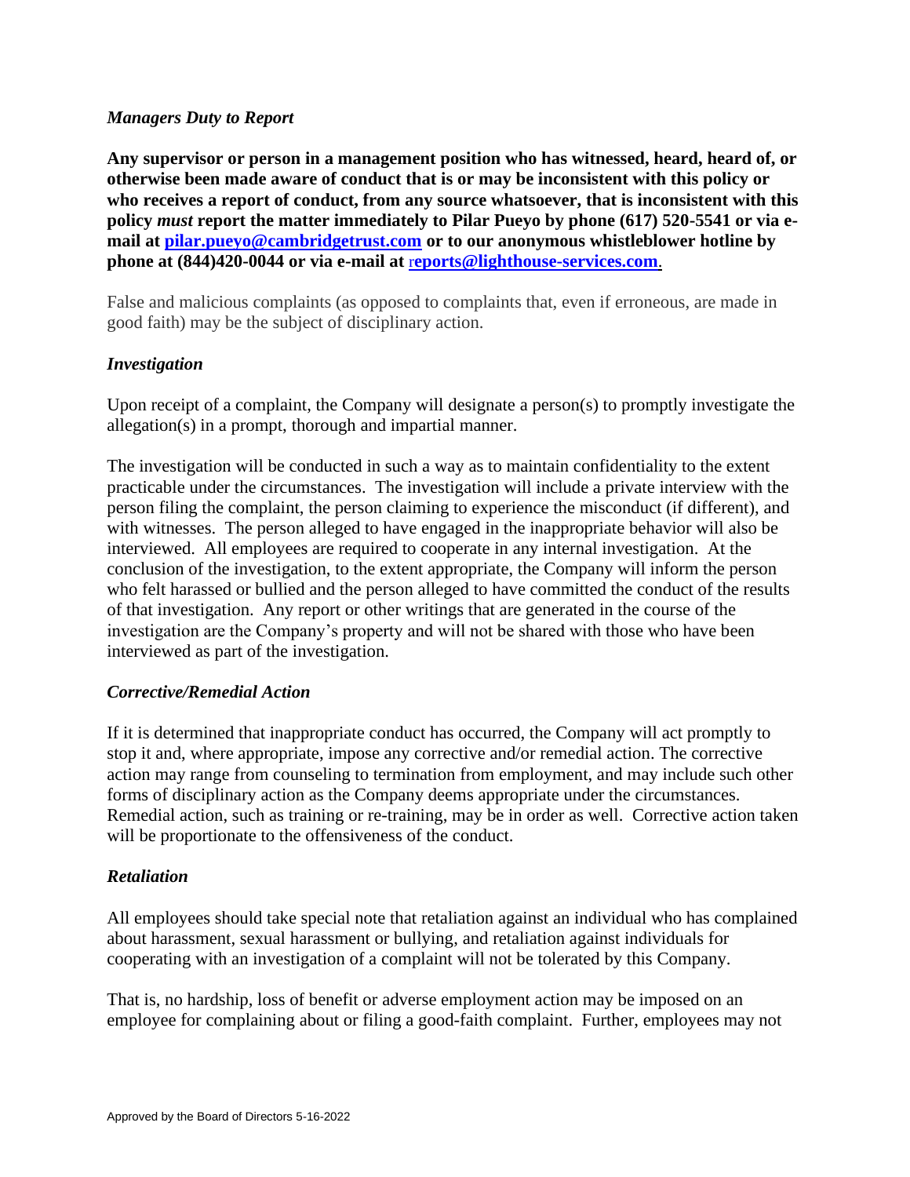*Managers Duty to Report*

**Any supervisor or person in a management position who has witnessed, heard, heard of, or otherwise been made aware of conduct that is or may be inconsistent with this policy or who receives a report of conduct, from any source whatsoever, that is inconsistent with this policy *must* report the matter immediately to Pilar Pueyo by phone (617) 520-5541 or via e-mail at pilar.pueyo@cambridgetrust.com or to our anonymous whistleblower hotline by phone at (844)420-0044 or via e-mail at reports@lighthouse-services.com.**

False and malicious complaints (as opposed to complaints that, even if erroneous, are made in good faith) may be the subject of disciplinary action.

*Investigation*

Upon receipt of a complaint, the Company will designate a person(s) to promptly investigate the allegation(s) in a prompt, thorough and impartial manner.

The investigation will be conducted in such a way as to maintain confidentiality to the extent practicable under the circumstances. The investigation will include a private interview with the person filing the complaint, the person claiming to experience the misconduct (if different), and with witnesses. The person alleged to have engaged in the inappropriate behavior will also be interviewed. All employees are required to cooperate in any internal investigation. At the conclusion of the investigation, to the extent appropriate, the Company will inform the person who felt harassed or bullied and the person alleged to have committed the conduct of the results of that investigation. Any report or other writings that are generated in the course of the investigation are the Company's property and will not be shared with those who have been interviewed as part of the investigation.

*Corrective/Remedial Action*

If it is determined that inappropriate conduct has occurred, the Company will act promptly to stop it and, where appropriate, impose any corrective and/or remedial action. The corrective action may range from counseling to termination from employment, and may include such other forms of disciplinary action as the Company deems appropriate under the circumstances. Remedial action, such as training or re-training, may be in order as well. Corrective action taken will be proportionate to the offensiveness of the conduct.

*Retaliation*

All employees should take special note that retaliation against an individual who has complained about harassment, sexual harassment or bullying, and retaliation against individuals for cooperating with an investigation of a complaint will not be tolerated by this Company.

That is, no hardship, loss of benefit or adverse employment action may be imposed on an employee for complaining about or filing a good-faith complaint. Further, employees may not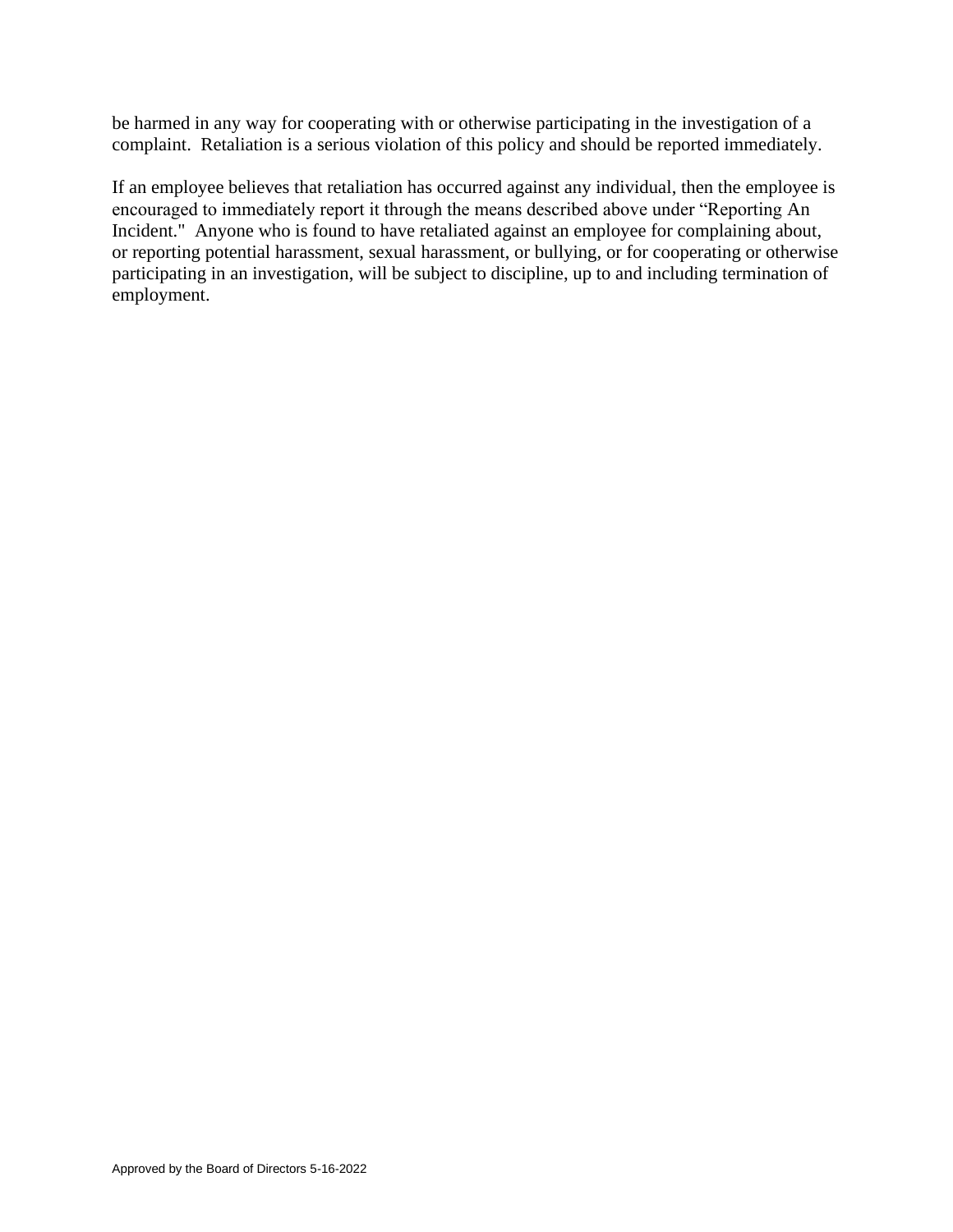be harmed in any way for cooperating with or otherwise participating in the investigation of a complaint. Retaliation is a serious violation of this policy and should be reported immediately.

If an employee believes that retaliation has occurred against any individual, then the employee is encouraged to immediately report it through the means described above under "Reporting An Incident." Anyone who is found to have retaliated against an employee for complaining about, or reporting potential harassment, sexual harassment, or bullying, or for cooperating or otherwise participating in an investigation, will be subject to discipline, up to and including termination of employment.

Approved by the Board of Directors 5-16-2022